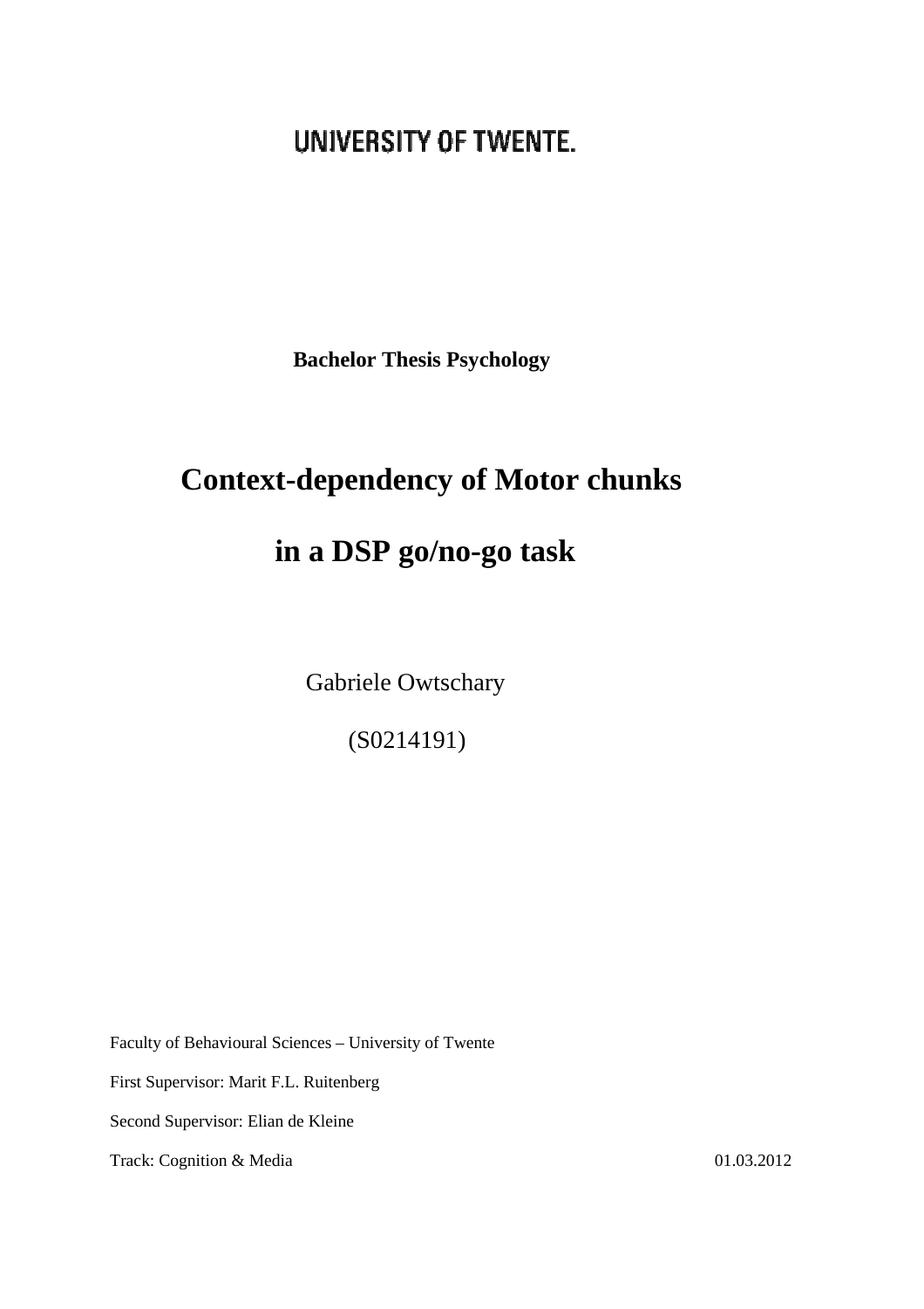UNIVERSITY OF TWENTE.

**Bachelor Thesis Psychology**

# Context-dependency of Motor chunks in a DSP go/no-go task

Gabriele Owtschary

(S0214191)

Faculty of Behavioural Sciences – University of Twente

First Supervisor: Marit F.L. Ruitenberg

Second Supervisor: Elian de Kleine

Track: Cognition & Media 01.03.2012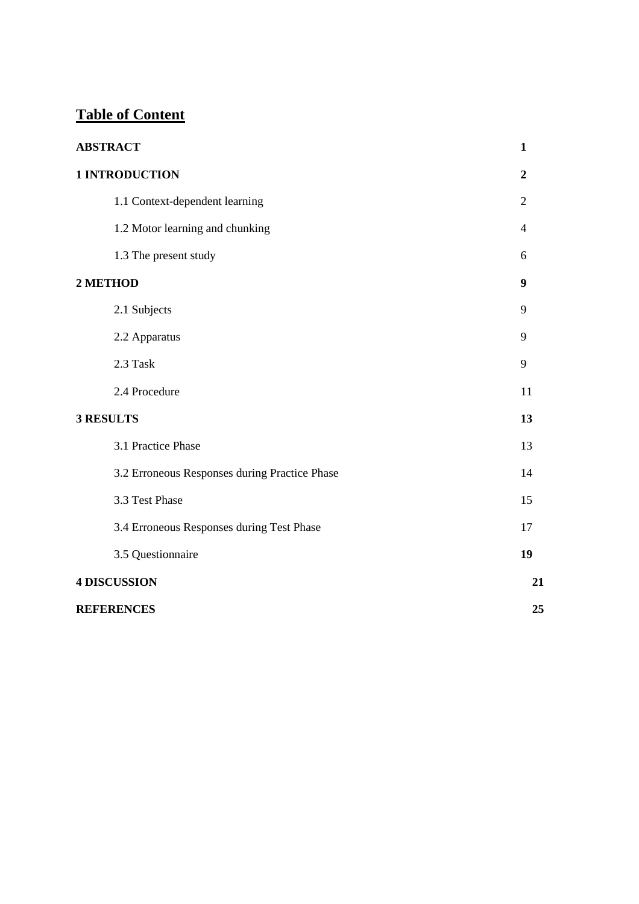# Table of Content

| | |
|---|---|
| **ABSTRACT** | **1** |
| **1 INTRODUCTION** | **2** |
| 1.1 Context-dependent learning | 2 |
| 1.2 Motor learning and chunking | 4 |
| 1.3 The present study | 6 |
| **2 METHOD** | **9** |
| 2.1 Subjects | 9 |
| 2.2 Apparatus | 9 |
| 2.3 Task | 9 |
| 2.4 Procedure | 11 |
| **3 RESULTS** | **13** |
| 3.1 Practice Phase | 13 |
| 3.2 Erroneous Responses during Practice Phase | 14 |
| 3.3 Test Phase | 15 |
| 3.4 Erroneous Responses during Test Phase | 17 |
| 3.5 Questionnaire | **19** |
| **4 DISCUSSION** | **21** |
| **REFERENCES** | **25** |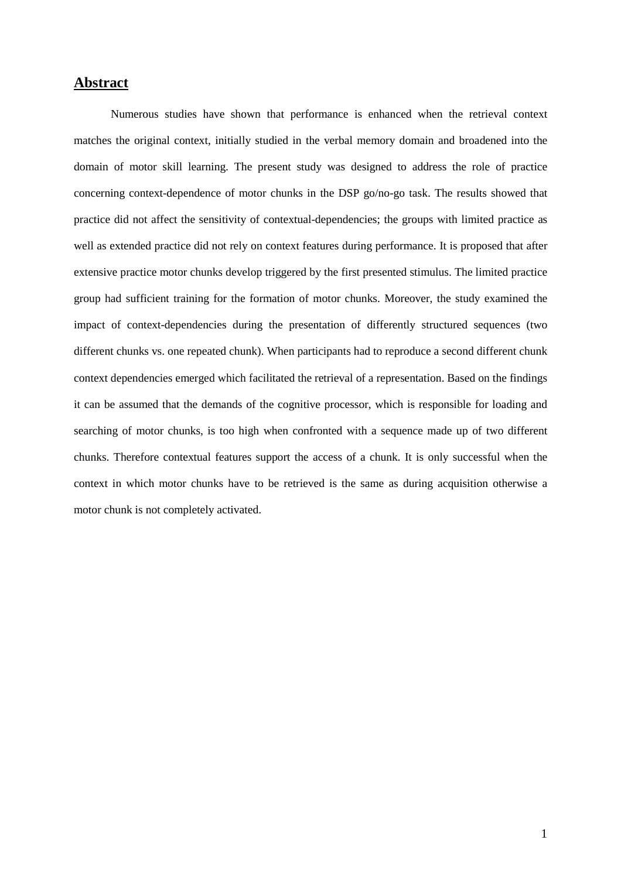## Abstract

Numerous studies have shown that performance is enhanced when the retrieval context matches the original context, initially studied in the verbal memory domain and broadened into the domain of motor skill learning. The present study was designed to address the role of practice concerning context-dependence of motor chunks in the DSP go/no-go task. The results showed that practice did not affect the sensitivity of contextual-dependencies; the groups with limited practice as well as extended practice did not rely on context features during performance. It is proposed that after extensive practice motor chunks develop triggered by the first presented stimulus. The limited practice group had sufficient training for the formation of motor chunks. Moreover, the study examined the impact of context-dependencies during the presentation of differently structured sequences (two different chunks vs. one repeated chunk). When participants had to reproduce a second different chunk context dependencies emerged which facilitated the retrieval of a representation. Based on the findings it can be assumed that the demands of the cognitive processor, which is responsible for loading and searching of motor chunks, is too high when confronted with a sequence made up of two different chunks. Therefore contextual features support the access of a chunk. It is only successful when the context in which motor chunks have to be retrieved is the same as during acquisition otherwise a motor chunk is not completely activated.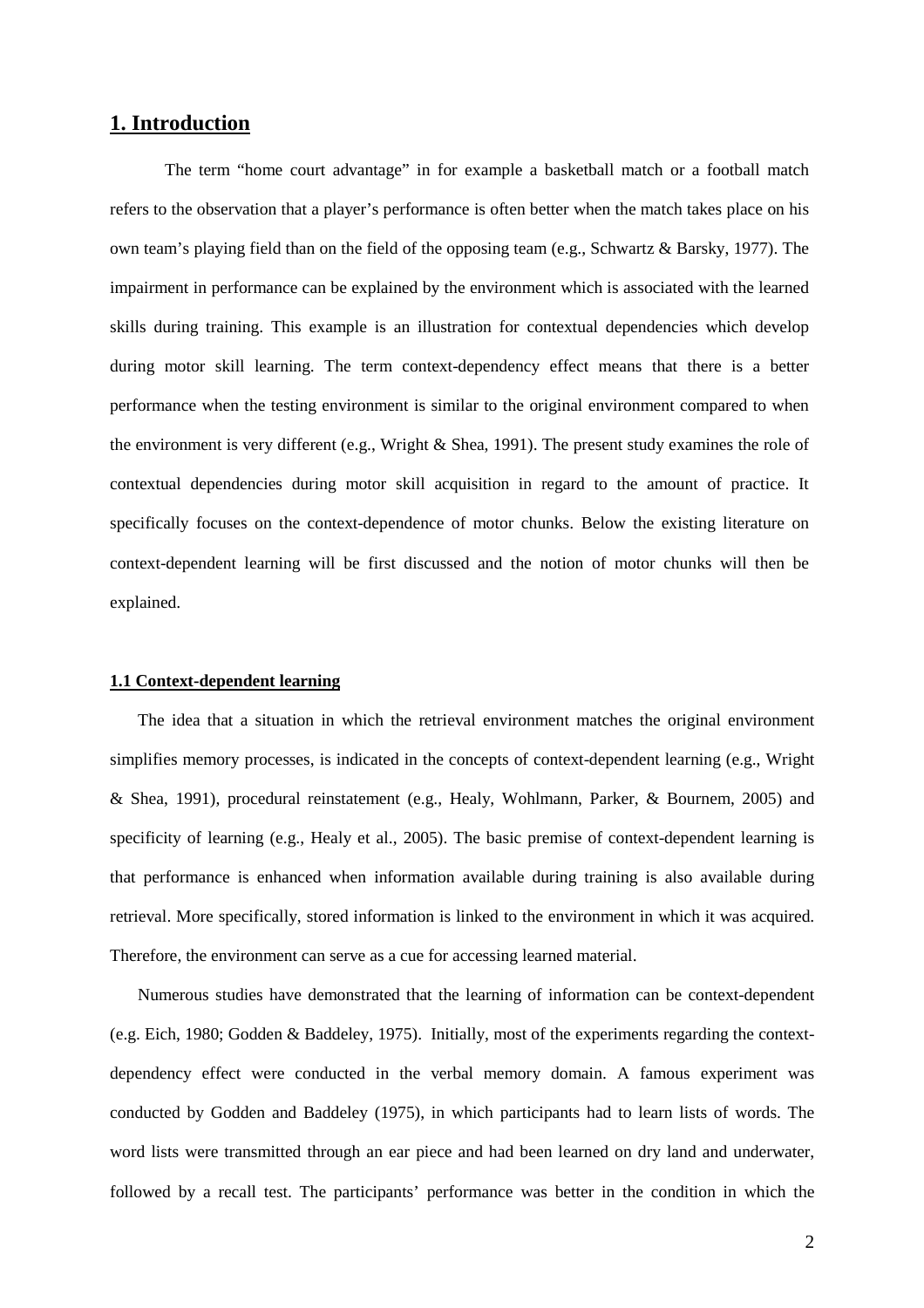# 1. Introduction

The term "home court advantage" in for example a basketball match or a football match refers to the observation that a player's performance is often better when the match takes place on his own team's playing field than on the field of the opposing team (e.g., Schwartz & Barsky, 1977). The impairment in performance can be explained by the environment which is associated with the learned skills during training. This example is an illustration for contextual dependencies which develop during motor skill learning. The term context-dependency effect means that there is a better performance when the testing environment is similar to the original environment compared to when the environment is very different (e.g., Wright & Shea, 1991). The present study examines the role of contextual dependencies during motor skill acquisition in regard to the amount of practice. It specifically focuses on the context-dependence of motor chunks. Below the existing literature on context-dependent learning will be first discussed and the notion of motor chunks will then be explained.

### 1.1 Context-dependent learning

The idea that a situation in which the retrieval environment matches the original environment simplifies memory processes, is indicated in the concepts of context-dependent learning (e.g., Wright & Shea, 1991), procedural reinstatement (e.g., Healy, Wohlmann, Parker, & Bournem, 2005) and specificity of learning (e.g., Healy et al., 2005). The basic premise of context-dependent learning is that performance is enhanced when information available during training is also available during retrieval. More specifically, stored information is linked to the environment in which it was acquired. Therefore, the environment can serve as a cue for accessing learned material.

Numerous studies have demonstrated that the learning of information can be context-dependent (e.g. Eich, 1980; Godden & Baddeley, 1975). Initially, most of the experiments regarding the context-dependency effect were conducted in the verbal memory domain. A famous experiment was conducted by Godden and Baddeley (1975), in which participants had to learn lists of words. The word lists were transmitted through an ear piece and had been learned on dry land and underwater, followed by a recall test. The participants' performance was better in the condition in which the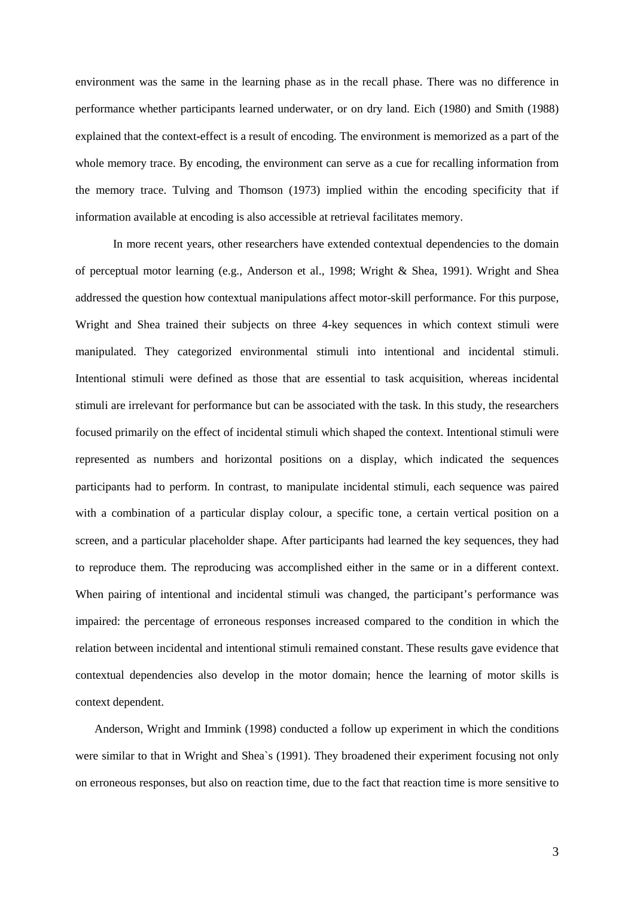environment was the same in the learning phase as in the recall phase. There was no difference in performance whether participants learned underwater, or on dry land. Eich (1980) and Smith (1988) explained that the context-effect is a result of encoding. The environment is memorized as a part of the whole memory trace. By encoding, the environment can serve as a cue for recalling information from the memory trace. Tulving and Thomson (1973) implied within the encoding specificity that if information available at encoding is also accessible at retrieval facilitates memory.

In more recent years, other researchers have extended contextual dependencies to the domain of perceptual motor learning (e.g., Anderson et al., 1998; Wright & Shea, 1991). Wright and Shea addressed the question how contextual manipulations affect motor-skill performance. For this purpose, Wright and Shea trained their subjects on three 4-key sequences in which context stimuli were manipulated. They categorized environmental stimuli into intentional and incidental stimuli. Intentional stimuli were defined as those that are essential to task acquisition, whereas incidental stimuli are irrelevant for performance but can be associated with the task. In this study, the researchers focused primarily on the effect of incidental stimuli which shaped the context. Intentional stimuli were represented as numbers and horizontal positions on a display, which indicated the sequences participants had to perform. In contrast, to manipulate incidental stimuli, each sequence was paired with a combination of a particular display colour, a specific tone, a certain vertical position on a screen, and a particular placeholder shape. After participants had learned the key sequences, they had to reproduce them. The reproducing was accomplished either in the same or in a different context. When pairing of intentional and incidental stimuli was changed, the participant's performance was impaired: the percentage of erroneous responses increased compared to the condition in which the relation between incidental and intentional stimuli remained constant. These results gave evidence that contextual dependencies also develop in the motor domain; hence the learning of motor skills is context dependent.

Anderson, Wright and Immink (1998) conducted a follow up experiment in which the conditions were similar to that in Wright and Shea`s (1991). They broadened their experiment focusing not only on erroneous responses, but also on reaction time, due to the fact that reaction time is more sensitive to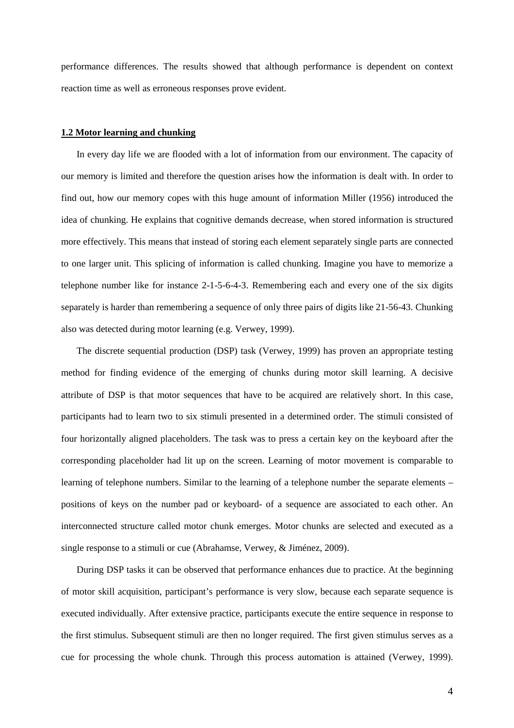performance differences. The results showed that although performance is dependent on context reaction time as well as erroneous responses prove evident.

## 1.2 Motor learning and chunking

In every day life we are flooded with a lot of information from our environment. The capacity of our memory is limited and therefore the question arises how the information is dealt with. In order to find out, how our memory copes with this huge amount of information Miller (1956) introduced the idea of chunking. He explains that cognitive demands decrease, when stored information is structured more effectively. This means that instead of storing each element separately single parts are connected to one larger unit. This splicing of information is called chunking. Imagine you have to memorize a telephone number like for instance 2-1-5-6-4-3. Remembering each and every one of the six digits separately is harder than remembering a sequence of only three pairs of digits like 21-56-43. Chunking also was detected during motor learning (e.g. Verwey, 1999).

The discrete sequential production (DSP) task (Verwey, 1999) has proven an appropriate testing method for finding evidence of the emerging of chunks during motor skill learning. A decisive attribute of DSP is that motor sequences that have to be acquired are relatively short. In this case, participants had to learn two to six stimuli presented in a determined order. The stimuli consisted of four horizontally aligned placeholders. The task was to press a certain key on the keyboard after the corresponding placeholder had lit up on the screen. Learning of motor movement is comparable to learning of telephone numbers. Similar to the learning of a telephone number the separate elements – positions of keys on the number pad or keyboard- of a sequence are associated to each other. An interconnected structure called motor chunk emerges. Motor chunks are selected and executed as a single response to a stimuli or cue (Abrahamse, Verwey, & Jiménez, 2009).

During DSP tasks it can be observed that performance enhances due to practice. At the beginning of motor skill acquisition, participant's performance is very slow, because each separate sequence is executed individually. After extensive practice, participants execute the entire sequence in response to the first stimulus. Subsequent stimuli are then no longer required. The first given stimulus serves as a cue for processing the whole chunk. Through this process automation is attained (Verwey, 1999).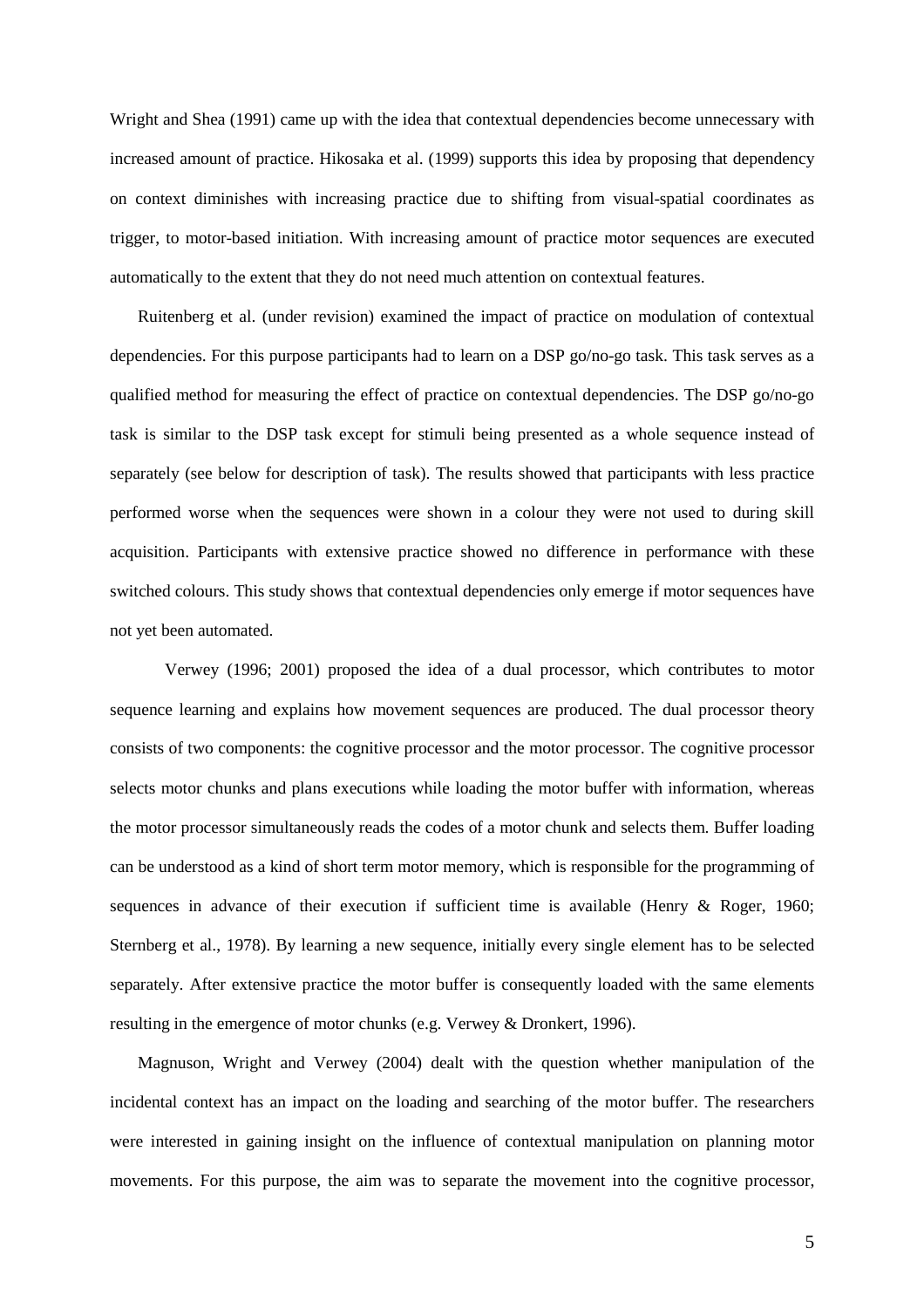Wright and Shea (1991) came up with the idea that contextual dependencies become unnecessary with increased amount of practice. Hikosaka et al. (1999) supports this idea by proposing that dependency on context diminishes with increasing practice due to shifting from visual-spatial coordinates as trigger, to motor-based initiation. With increasing amount of practice motor sequences are executed automatically to the extent that they do not need much attention on contextual features.

Ruitenberg et al. (under revision) examined the impact of practice on modulation of contextual dependencies. For this purpose participants had to learn on a DSP go/no-go task. This task serves as a qualified method for measuring the effect of practice on contextual dependencies. The DSP go/no-go task is similar to the DSP task except for stimuli being presented as a whole sequence instead of separately (see below for description of task). The results showed that participants with less practice performed worse when the sequences were shown in a colour they were not used to during skill acquisition. Participants with extensive practice showed no difference in performance with these switched colours. This study shows that contextual dependencies only emerge if motor sequences have not yet been automated.

Verwey (1996; 2001) proposed the idea of a dual processor, which contributes to motor sequence learning and explains how movement sequences are produced. The dual processor theory consists of two components: the cognitive processor and the motor processor. The cognitive processor selects motor chunks and plans executions while loading the motor buffer with information, whereas the motor processor simultaneously reads the codes of a motor chunk and selects them. Buffer loading can be understood as a kind of short term motor memory, which is responsible for the programming of sequences in advance of their execution if sufficient time is available (Henry & Roger, 1960; Sternberg et al., 1978). By learning a new sequence, initially every single element has to be selected separately. After extensive practice the motor buffer is consequently loaded with the same elements resulting in the emergence of motor chunks (e.g. Verwey & Dronkert, 1996).

Magnuson, Wright and Verwey (2004) dealt with the question whether manipulation of the incidental context has an impact on the loading and searching of the motor buffer. The researchers were interested in gaining insight on the influence of contextual manipulation on planning motor movements. For this purpose, the aim was to separate the movement into the cognitive processor,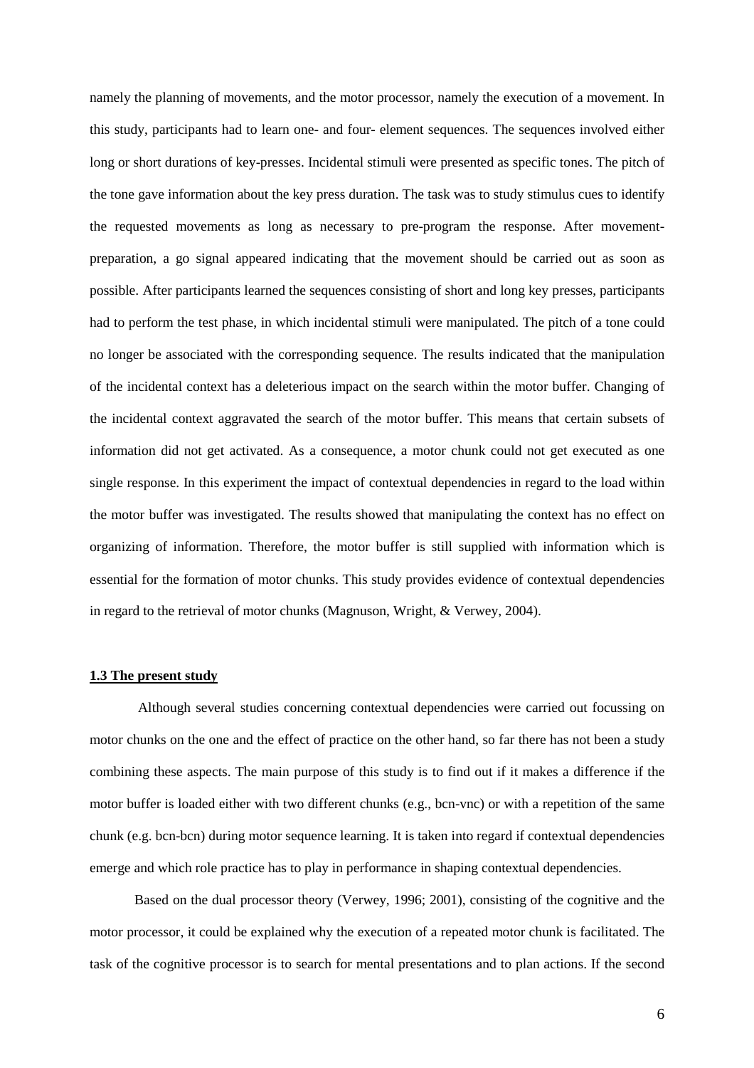namely the planning of movements, and the motor processor, namely the execution of a movement. In this study, participants had to learn one- and four- element sequences. The sequences involved either long or short durations of key-presses. Incidental stimuli were presented as specific tones. The pitch of the tone gave information about the key press duration. The task was to study stimulus cues to identify the requested movements as long as necessary to pre-program the response. After movement-preparation, a go signal appeared indicating that the movement should be carried out as soon as possible. After participants learned the sequences consisting of short and long key presses, participants had to perform the test phase, in which incidental stimuli were manipulated. The pitch of a tone could no longer be associated with the corresponding sequence. The results indicated that the manipulation of the incidental context has a deleterious impact on the search within the motor buffer. Changing of the incidental context aggravated the search of the motor buffer. This means that certain subsets of information did not get activated. As a consequence, a motor chunk could not get executed as one single response. In this experiment the impact of contextual dependencies in regard to the load within the motor buffer was investigated. The results showed that manipulating the context has no effect on organizing of information. Therefore, the motor buffer is still supplied with information which is essential for the formation of motor chunks. This study provides evidence of contextual dependencies in regard to the retrieval of motor chunks (Magnuson, Wright, & Verwey, 2004).

## 1.3 The present study

Although several studies concerning contextual dependencies were carried out focussing on motor chunks on the one and the effect of practice on the other hand, so far there has not been a study combining these aspects. The main purpose of this study is to find out if it makes a difference if the motor buffer is loaded either with two different chunks (e.g., bcn-vnc) or with a repetition of the same chunk (e.g. bcn-bcn) during motor sequence learning. It is taken into regard if contextual dependencies emerge and which role practice has to play in performance in shaping contextual dependencies.

Based on the dual processor theory (Verwey, 1996; 2001), consisting of the cognitive and the motor processor, it could be explained why the execution of a repeated motor chunk is facilitated. The task of the cognitive processor is to search for mental presentations and to plan actions. If the second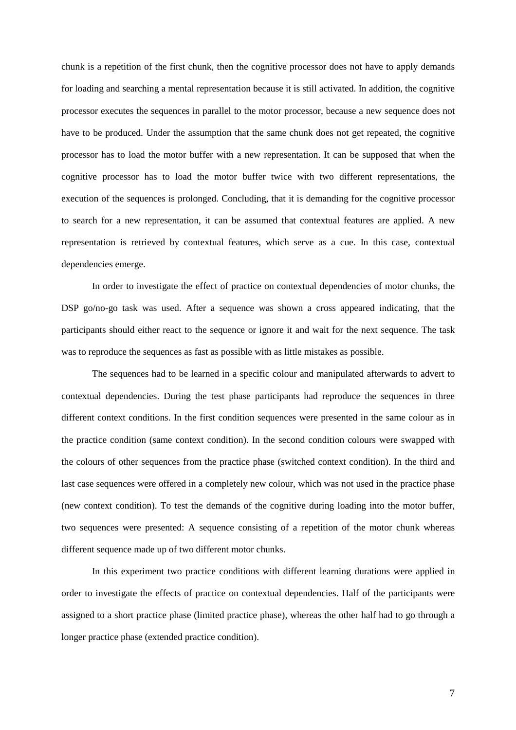chunk is a repetition of the first chunk, then the cognitive processor does not have to apply demands for loading and searching a mental representation because it is still activated. In addition, the cognitive processor executes the sequences in parallel to the motor processor, because a new sequence does not have to be produced. Under the assumption that the same chunk does not get repeated, the cognitive processor has to load the motor buffer with a new representation. It can be supposed that when the cognitive processor has to load the motor buffer twice with two different representations, the execution of the sequences is prolonged. Concluding, that it is demanding for the cognitive processor to search for a new representation, it can be assumed that contextual features are applied. A new representation is retrieved by contextual features, which serve as a cue. In this case, contextual dependencies emerge.

In order to investigate the effect of practice on contextual dependencies of motor chunks, the DSP go/no-go task was used. After a sequence was shown a cross appeared indicating, that the participants should either react to the sequence or ignore it and wait for the next sequence. The task was to reproduce the sequences as fast as possible with as little mistakes as possible.

The sequences had to be learned in a specific colour and manipulated afterwards to advert to contextual dependencies. During the test phase participants had reproduce the sequences in three different context conditions. In the first condition sequences were presented in the same colour as in the practice condition (same context condition). In the second condition colours were swapped with the colours of other sequences from the practice phase (switched context condition). In the third and last case sequences were offered in a completely new colour, which was not used in the practice phase (new context condition). To test the demands of the cognitive during loading into the motor buffer, two sequences were presented: A sequence consisting of a repetition of the motor chunk whereas different sequence made up of two different motor chunks.

In this experiment two practice conditions with different learning durations were applied in order to investigate the effects of practice on contextual dependencies. Half of the participants were assigned to a short practice phase (limited practice phase), whereas the other half had to go through a longer practice phase (extended practice condition).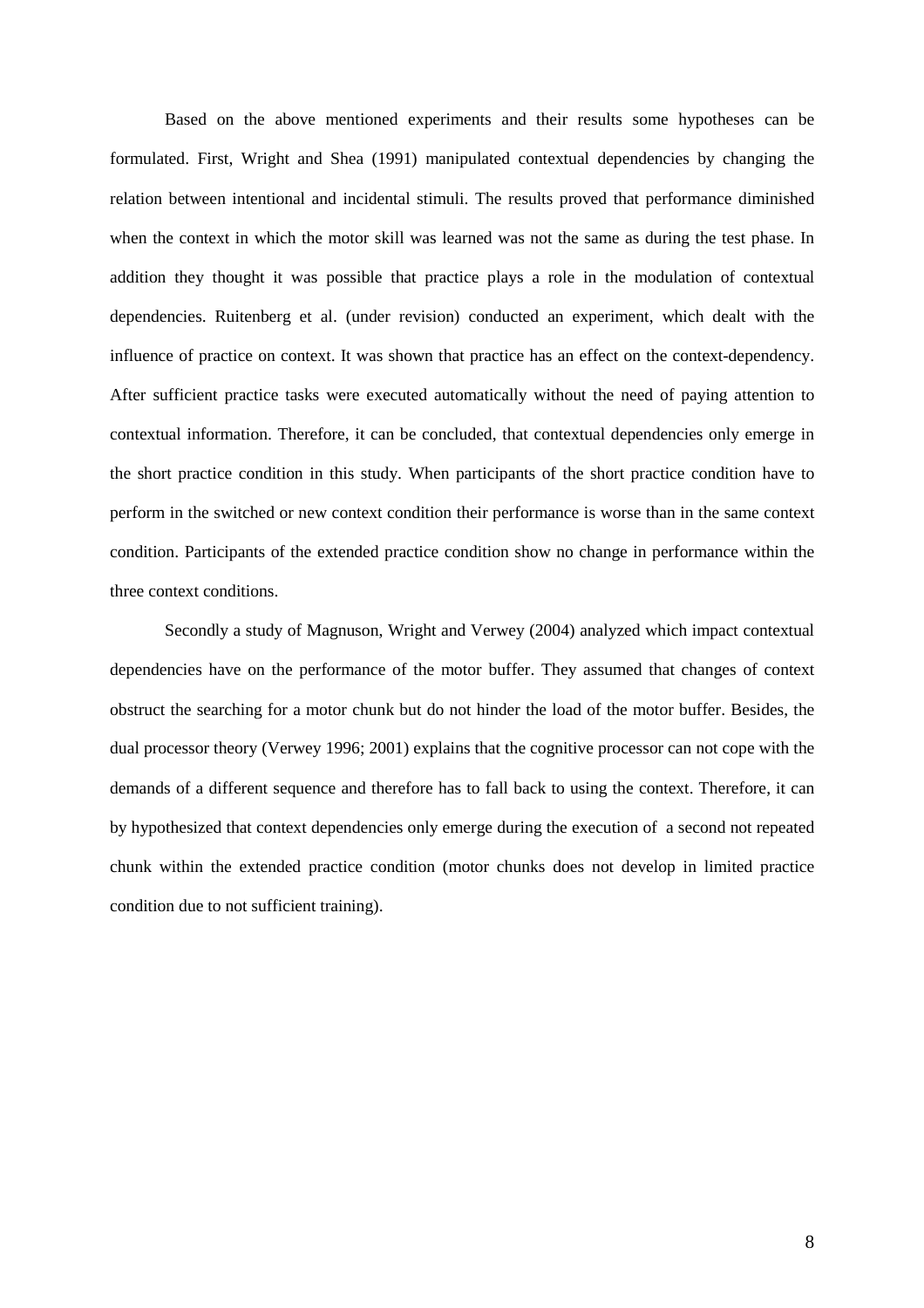Based on the above mentioned experiments and their results some hypotheses can be formulated. First, Wright and Shea (1991) manipulated contextual dependencies by changing the relation between intentional and incidental stimuli. The results proved that performance diminished when the context in which the motor skill was learned was not the same as during the test phase. In addition they thought it was possible that practice plays a role in the modulation of contextual dependencies. Ruitenberg et al. (under revision) conducted an experiment, which dealt with the influence of practice on context. It was shown that practice has an effect on the context-dependency. After sufficient practice tasks were executed automatically without the need of paying attention to contextual information. Therefore, it can be concluded, that contextual dependencies only emerge in the short practice condition in this study. When participants of the short practice condition have to perform in the switched or new context condition their performance is worse than in the same context condition. Participants of the extended practice condition show no change in performance within the three context conditions.

Secondly a study of Magnuson, Wright and Verwey (2004) analyzed which impact contextual dependencies have on the performance of the motor buffer. They assumed that changes of context obstruct the searching for a motor chunk but do not hinder the load of the motor buffer. Besides, the dual processor theory (Verwey 1996; 2001) explains that the cognitive processor can not cope with the demands of a different sequence and therefore has to fall back to using the context. Therefore, it can by hypothesized that context dependencies only emerge during the execution of a second not repeated chunk within the extended practice condition (motor chunks does not develop in limited practice condition due to not sufficient training).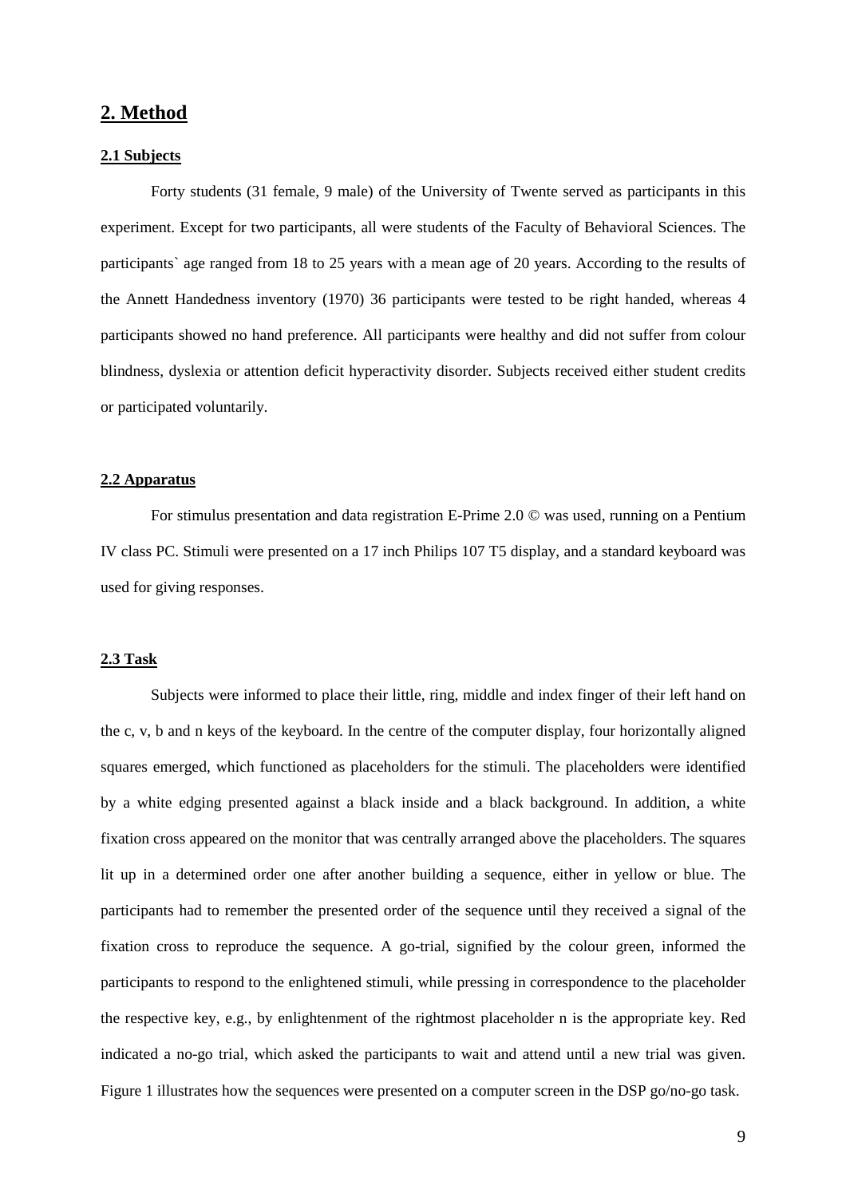## 2. Method

### 2.1 Subjects

Forty students (31 female, 9 male) of the University of Twente served as participants in this experiment. Except for two participants, all were students of the Faculty of Behavioral Sciences. The participants` age ranged from 18 to 25 years with a mean age of 20 years. According to the results of the Annett Handedness inventory (1970) 36 participants were tested to be right handed, whereas 4 participants showed no hand preference. All participants were healthy and did not suffer from colour blindness, dyslexia or attention deficit hyperactivity disorder. Subjects received either student credits or participated voluntarily.

### 2.2 Apparatus

For stimulus presentation and data registration E-Prime 2.0 © was used, running on a Pentium IV class PC. Stimuli were presented on a 17 inch Philips 107 T5 display, and a standard keyboard was used for giving responses.

### 2.3 Task

Subjects were informed to place their little, ring, middle and index finger of their left hand on the c, v, b and n keys of the keyboard. In the centre of the computer display, four horizontally aligned squares emerged, which functioned as placeholders for the stimuli. The placeholders were identified by a white edging presented against a black inside and a black background. In addition, a white fixation cross appeared on the monitor that was centrally arranged above the placeholders. The squares lit up in a determined order one after another building a sequence, either in yellow or blue. The participants had to remember the presented order of the sequence until they received a signal of the fixation cross to reproduce the sequence. A go-trial, signified by the colour green, informed the participants to respond to the enlightened stimuli, while pressing in correspondence to the placeholder the respective key, e.g., by enlightenment of the rightmost placeholder n is the appropriate key. Red indicated a no-go trial, which asked the participants to wait and attend until a new trial was given. Figure 1 illustrates how the sequences were presented on a computer screen in the DSP go/no-go task.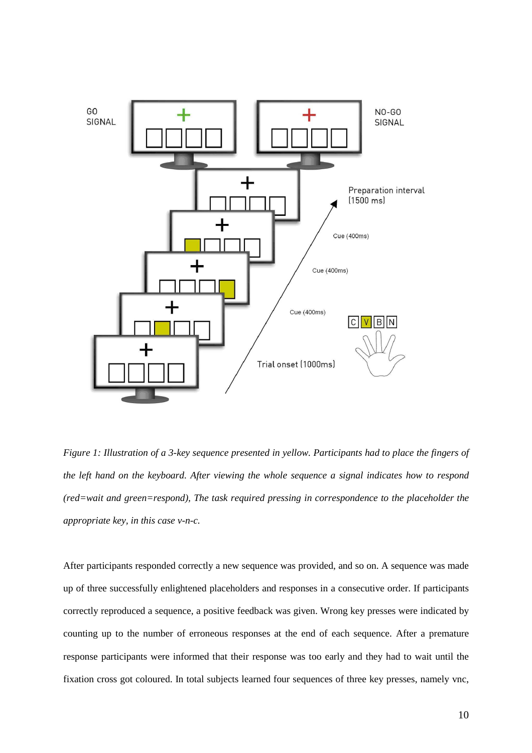*Figure 1: Illustration of a 3-key sequence presented in yellow. Participants had to place the fingers of the left hand on the keyboard. After viewing the whole sequence a signal indicates how to respond (red=wait and green=respond), The task required pressing in correspondence to the placeholder the appropriate key, in this case v-n-c.*

After participants responded correctly a new sequence was provided, and so on. A sequence was made up of three successfully enlightened placeholders and responses in a consecutive order. If participants correctly reproduced a sequence, a positive feedback was given. Wrong key presses were indicated by counting up to the number of erroneous responses at the end of each sequence. After a premature response participants were informed that their response was too early and they had to wait until the fixation cross got coloured. In total subjects learned four sequences of three key presses, namely vnc,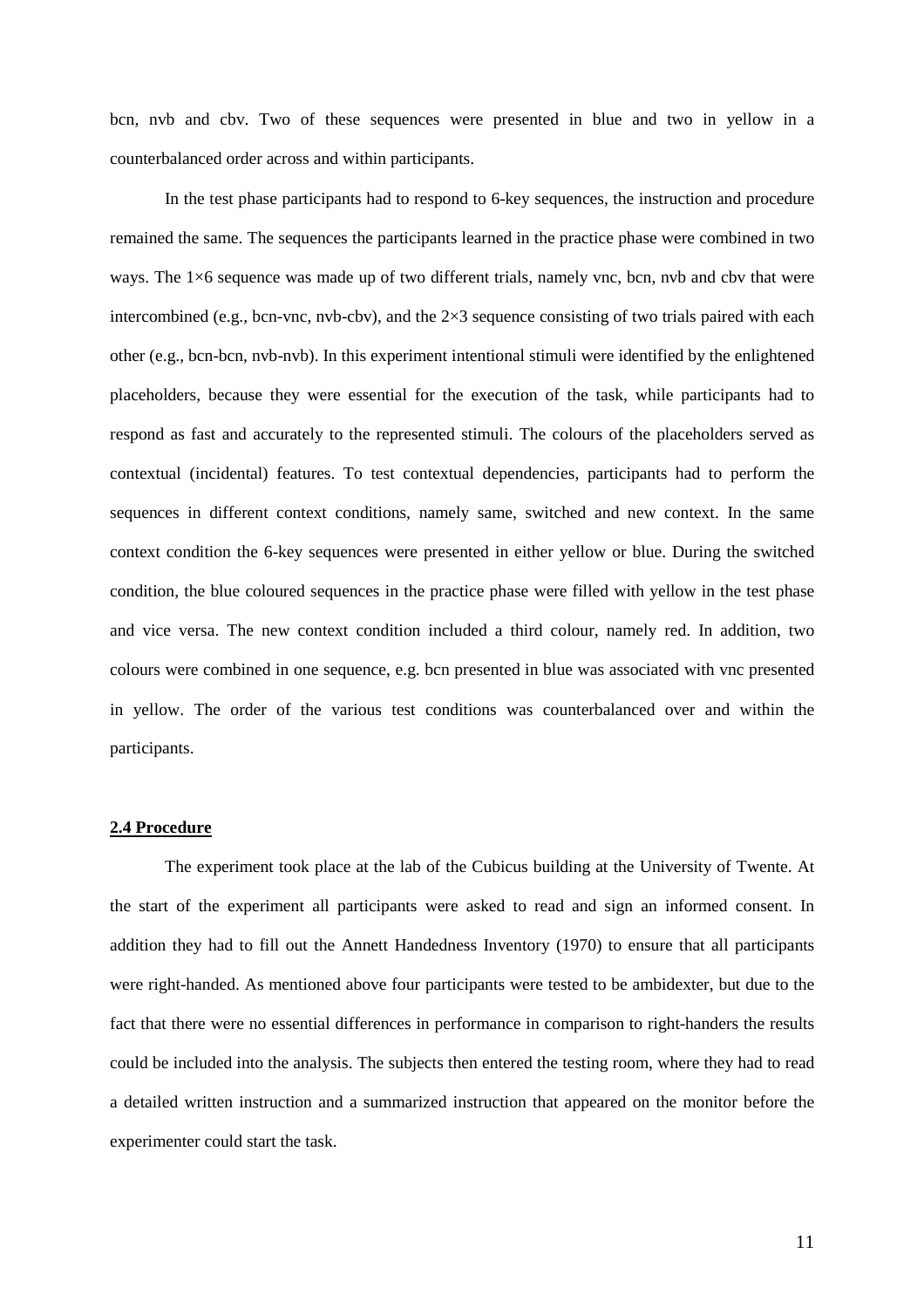bcn, nvb and cbv. Two of these sequences were presented in blue and two in yellow in a counterbalanced order across and within participants.

In the test phase participants had to respond to 6-key sequences, the instruction and procedure remained the same. The sequences the participants learned in the practice phase were combined in two ways. The 1×6 sequence was made up of two different trials, namely vnc, bcn, nvb and cbv that were intercombined (e.g., bcn-vnc, nvb-cbv), and the 2×3 sequence consisting of two trials paired with each other (e.g., bcn-bcn, nvb-nvb). In this experiment intentional stimuli were identified by the enlightened placeholders, because they were essential for the execution of the task, while participants had to respond as fast and accurately to the represented stimuli. The colours of the placeholders served as contextual (incidental) features. To test contextual dependencies, participants had to perform the sequences in different context conditions, namely same, switched and new context. In the same context condition the 6-key sequences were presented in either yellow or blue. During the switched condition, the blue coloured sequences in the practice phase were filled with yellow in the test phase and vice versa. The new context condition included a third colour, namely red. In addition, two colours were combined in one sequence, e.g. bcn presented in blue was associated with vnc presented in yellow. The order of the various test conditions was counterbalanced over and within the participants.

### 2.4 Procedure

The experiment took place at the lab of the Cubicus building at the University of Twente. At the start of the experiment all participants were asked to read and sign an informed consent. In addition they had to fill out the Annett Handedness Inventory (1970) to ensure that all participants were right-handed. As mentioned above four participants were tested to be ambidexter, but due to the fact that there were no essential differences in performance in comparison to right-handers the results could be included into the analysis. The subjects then entered the testing room, where they had to read a detailed written instruction and a summarized instruction that appeared on the monitor before the experimenter could start the task.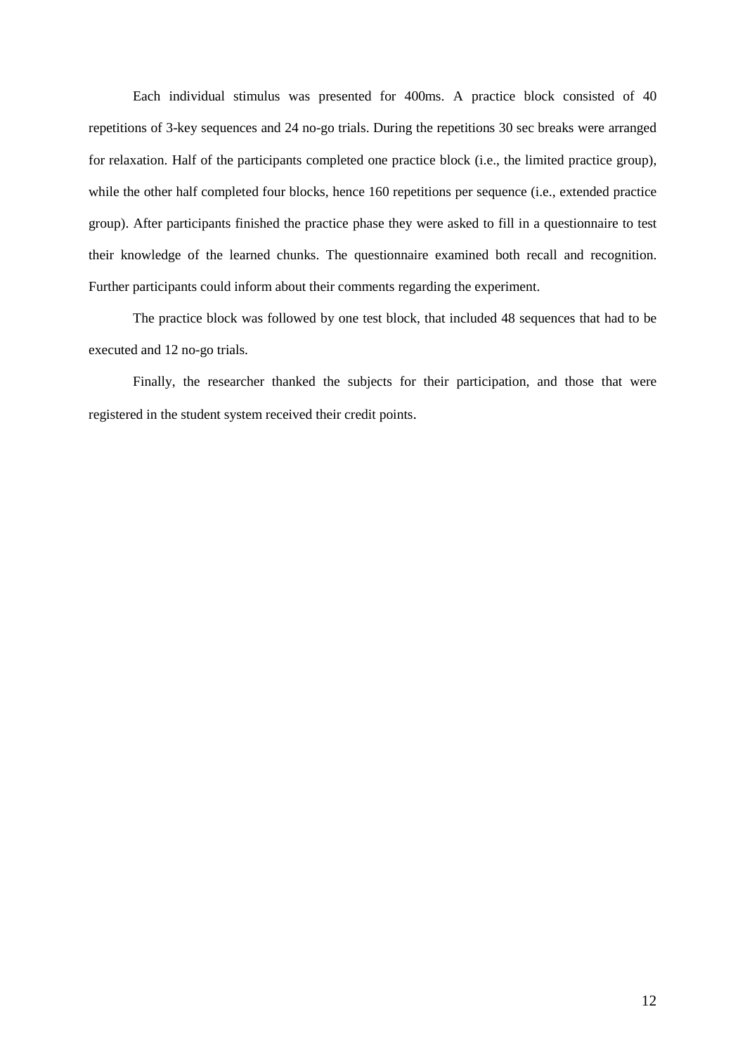Each individual stimulus was presented for 400ms. A practice block consisted of 40 repetitions of 3-key sequences and 24 no-go trials. During the repetitions 30 sec breaks were arranged for relaxation. Half of the participants completed one practice block (i.e., the limited practice group), while the other half completed four blocks, hence 160 repetitions per sequence (i.e., extended practice group). After participants finished the practice phase they were asked to fill in a questionnaire to test their knowledge of the learned chunks. The questionnaire examined both recall and recognition. Further participants could inform about their comments regarding the experiment.

The practice block was followed by one test block, that included 48 sequences that had to be executed and 12 no-go trials.

Finally, the researcher thanked the subjects for their participation, and those that were registered in the student system received their credit points.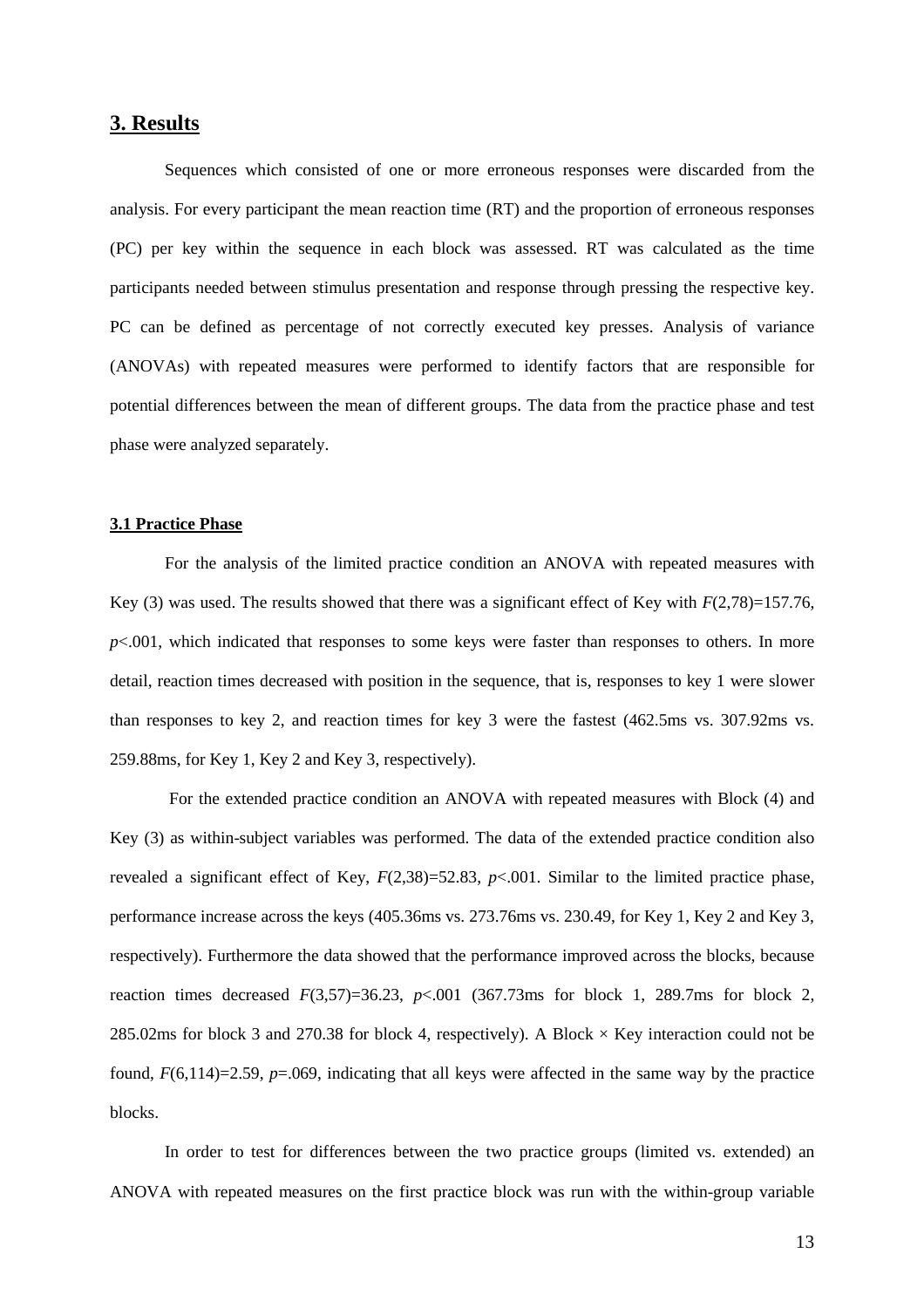## 3. Results

Sequences which consisted of one or more erroneous responses were discarded from the analysis. For every participant the mean reaction time (RT) and the proportion of erroneous responses (PC) per key within the sequence in each block was assessed. RT was calculated as the time participants needed between stimulus presentation and response through pressing the respective key. PC can be defined as percentage of not correctly executed key presses. Analysis of variance (ANOVAs) with repeated measures were performed to identify factors that are responsible for potential differences between the mean of different groups. The data from the practice phase and test phase were analyzed separately.

### 3.1 Practice Phase

For the analysis of the limited practice condition an ANOVA with repeated measures with Key (3) was used. The results showed that there was a significant effect of Key with $F(2,78)=157.76$, $p<.001$, which indicated that responses to some keys were faster than responses to others. In more detail, reaction times decreased with position in the sequence, that is, responses to key 1 were slower than responses to key 2, and reaction times for key 3 were the fastest (462.5ms vs. 307.92ms vs. 259.88ms, for Key 1, Key 2 and Key 3, respectively).

For the extended practice condition an ANOVA with repeated measures with Block (4) and Key (3) as within-subject variables was performed. The data of the extended practice condition also revealed a significant effect of Key, $F(2,38)=52.83$, $p<.001$. Similar to the limited practice phase, performance increase across the keys (405.36ms vs. 273.76ms vs. 230.49, for Key 1, Key 2 and Key 3, respectively). Furthermore the data showed that the performance improved across the blocks, because reaction times decreased $F(3,57)=36.23$, $p<.001$ (367.73ms for block 1, 289.7ms for block 2, 285.02ms for block 3 and 270.38 for block 4, respectively). A Block × Key interaction could not be found, $F(6,114)=2.59$, $p=.069$, indicating that all keys were affected in the same way by the practice blocks.

In order to test for differences between the two practice groups (limited vs. extended) an ANOVA with repeated measures on the first practice block was run with the within-group variable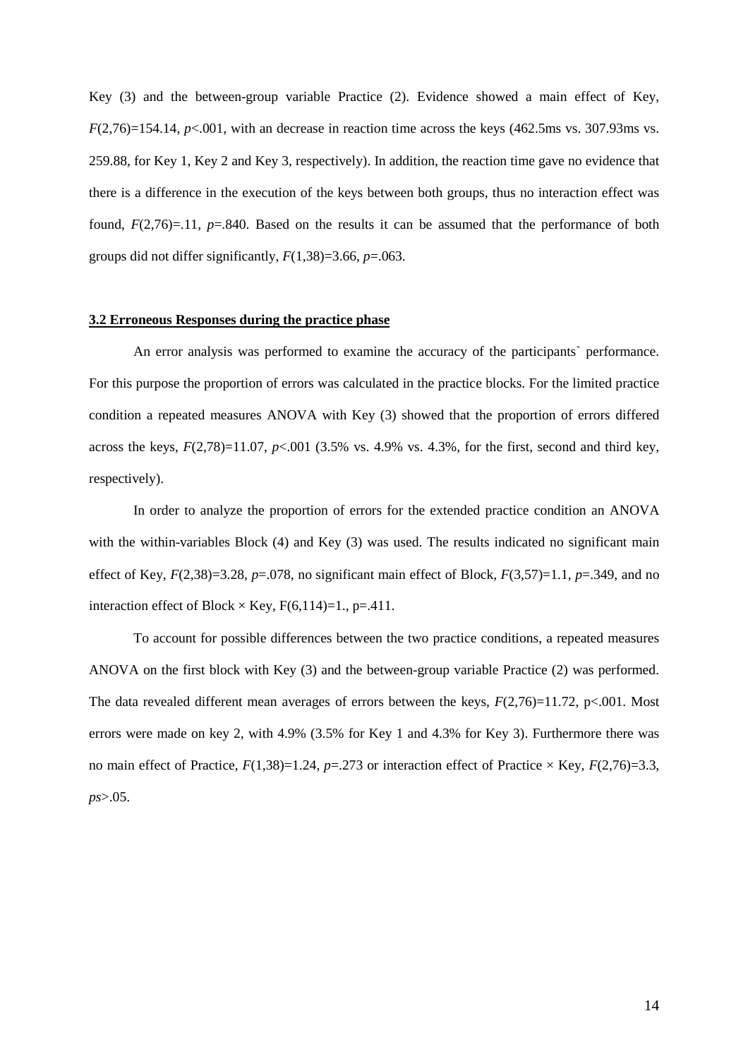Key (3) and the between-group variable Practice (2). Evidence showed a main effect of Key, $F(2,76)=154.14$, $p<.001$, with an decrease in reaction time across the keys (462.5ms vs. 307.93ms vs. 259.88, for Key 1, Key 2 and Key 3, respectively). In addition, the reaction time gave no evidence that there is a difference in the execution of the keys between both groups, thus no interaction effect was found, $F(2,76)=.11$, $p=.840$. Based on the results it can be assumed that the performance of both groups did not differ significantly, $F(1,38)=3.66$, $p=.063$.

### 3.2 Erroneous Responses during the practice phase

An error analysis was performed to examine the accuracy of the participants` performance. For this purpose the proportion of errors was calculated in the practice blocks. For the limited practice condition a repeated measures ANOVA with Key (3) showed that the proportion of errors differed across the keys, $F(2,78)=11.07$, $p<.001$ (3.5% vs. 4.9% vs. 4.3%, for the first, second and third key, respectively).

In order to analyze the proportion of errors for the extended practice condition an ANOVA with the within-variables Block (4) and Key (3) was used. The results indicated no significant main effect of Key, $F(2,38)=3.28$, $p=.078$, no significant main effect of Block, $F(3,57)=1.1$, $p=.349$, and no interaction effect of Block × Key, $F(6,114)=1.$, $p=.411$.

To account for possible differences between the two practice conditions, a repeated measures ANOVA on the first block with Key (3) and the between-group variable Practice (2) was performed. The data revealed different mean averages of errors between the keys, $F(2,76)=11.72$, $p<.001$. Most errors were made on key 2, with 4.9% (3.5% for Key 1 and 4.3% for Key 3). Furthermore there was no main effect of Practice, $F(1,38)=1.24$, $p=.273$ or interaction effect of Practice × Key, $F(2,76)=3.3$, $ps>.05$.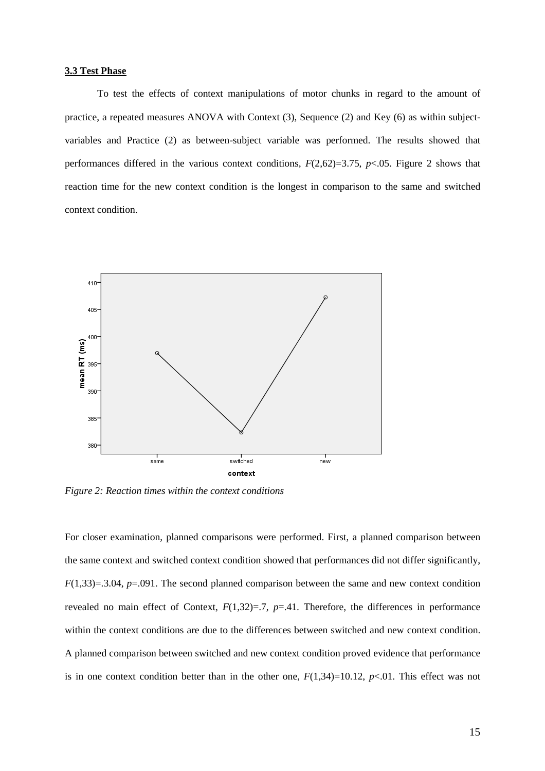### 3.3 Test Phase

To test the effects of context manipulations of motor chunks in regard to the amount of practice, a repeated measures ANOVA with Context (3), Sequence (2) and Key (6) as within subject-variables and Practice (2) as between-subject variable was performed. The results showed that performances differed in the various context conditions, $F(2,62)=3.75$, $p<.05$. Figure 2 shows that reaction time for the new context condition is the longest in comparison to the same and switched context condition.

*Figure 2: Reaction times within the context conditions*

For closer examination, planned comparisons were performed. First, a planned comparison between the same context and switched context condition showed that performances did not differ significantly, $F(1,33)=.3.04$, $p=.091$. The second planned comparison between the same and new context condition revealed no main effect of Context, $F(1,32)=.7$, $p=.41$. Therefore, the differences in performance within the context conditions are due to the differences between switched and new context condition. A planned comparison between switched and new context condition proved evidence that performance is in one context condition better than in the other one, $F(1,34)=10.12$, $p<.01$. This effect was not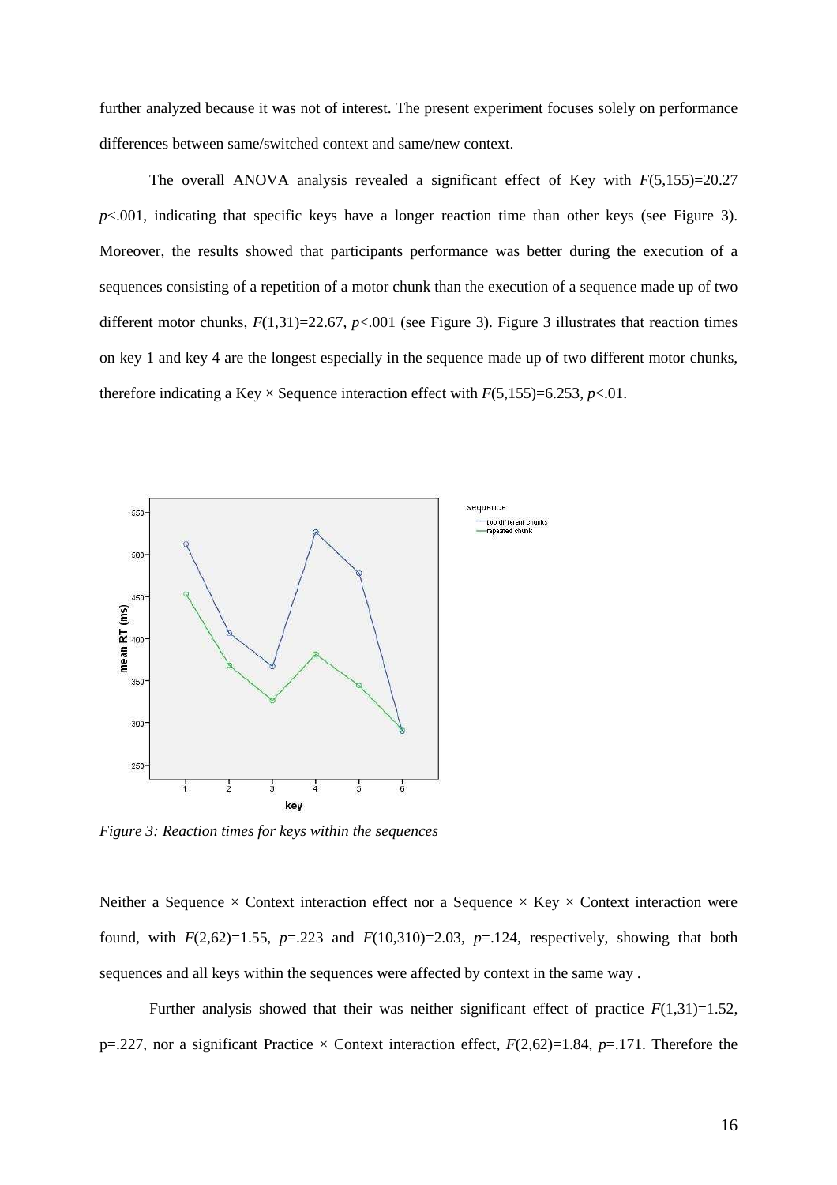further analyzed because it was not of interest. The present experiment focuses solely on performance differences between same/switched context and same/new context.

The overall ANOVA analysis revealed a significant effect of Key with $F(5,155)=20.27$ $p<.001$, indicating that specific keys have a longer reaction time than other keys (see Figure 3). Moreover, the results showed that participants performance was better during the execution of a sequences consisting of a repetition of a motor chunk than the execution of a sequence made up of two different motor chunks, $F(1,31)=22.67$, $p<.001$ (see Figure 3). Figure 3 illustrates that reaction times on key 1 and key 4 are the longest especially in the sequence made up of two different motor chunks, therefore indicating a Key × Sequence interaction effect with $F(5,155)=6.253$, $p<.01$.

*Figure 3: Reaction times for keys within the sequences*

Neither a Sequence × Context interaction effect nor a Sequence × Key × Context interaction were found, with $F(2,62)=1.55$, $p=.223$ and $F(10,310)=2.03$, $p=.124$, respectively, showing that both sequences and all keys within the sequences were affected by context in the same way .

Further analysis showed that their was neither significant effect of practice $F(1,31)=1.52$, $p=.227$, nor a significant Practice × Context interaction effect, $F(2,62)=1.84$, $p=.171$. Therefore the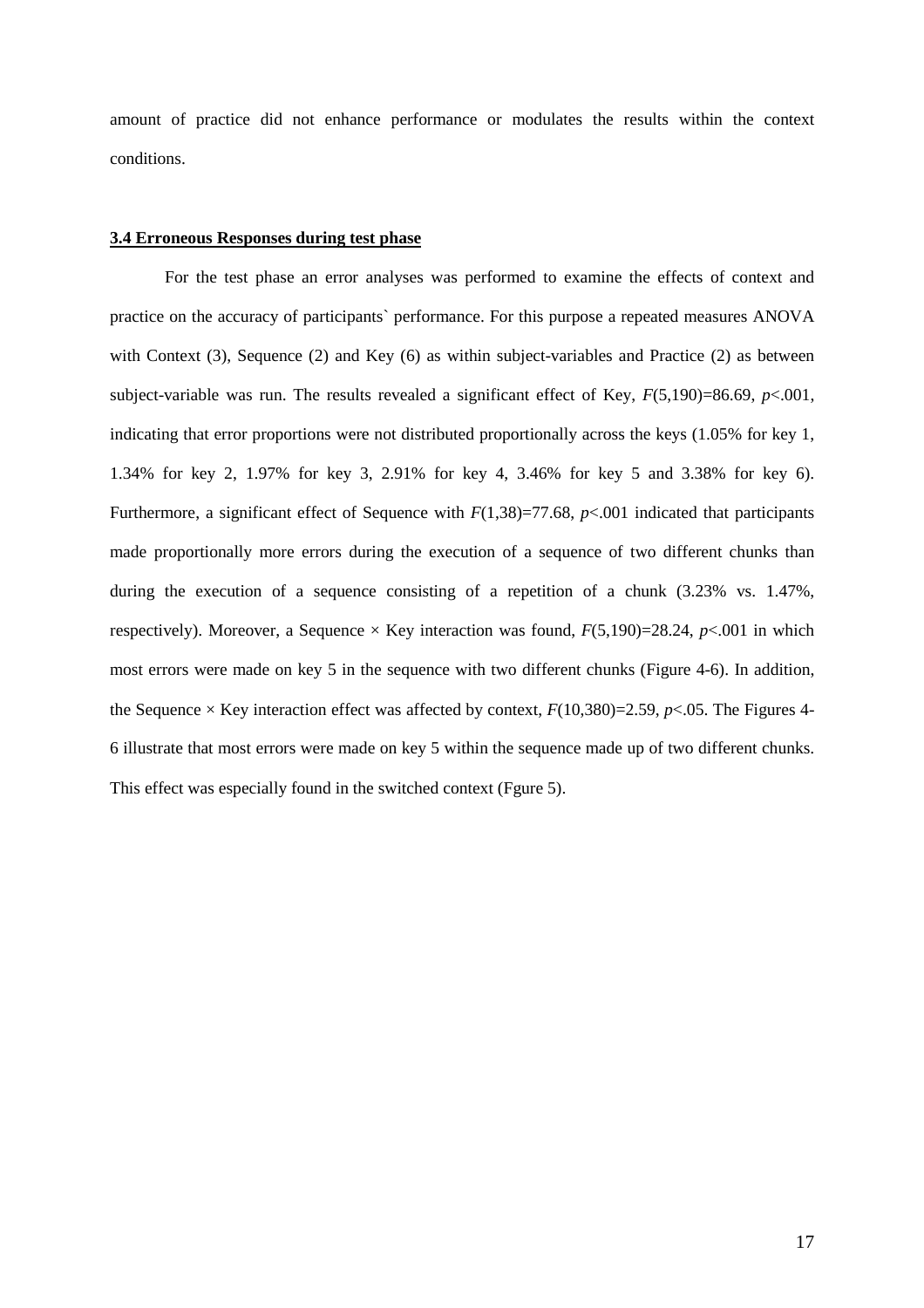amount of practice did not enhance performance or modulates the results within the context conditions.

### **3.4 Erroneous Responses during test phase**

For the test phase an error analyses was performed to examine the effects of context and practice on the accuracy of participants` performance. For this purpose a repeated measures ANOVA with Context (3), Sequence (2) and Key (6) as within subject-variables and Practice (2) as between subject-variable was run. The results revealed a significant effect of Key, $F(5,190)=86.69$, $p<.001$, indicating that error proportions were not distributed proportionally across the keys (1.05% for key 1, 1.34% for key 2, 1.97% for key 3, 2.91% for key 4, 3.46% for key 5 and 3.38% for key 6). Furthermore, a significant effect of Sequence with $F(1,38)=77.68$, $p<.001$ indicated that participants made proportionally more errors during the execution of a sequence of two different chunks than during the execution of a sequence consisting of a repetition of a chunk (3.23% vs. 1.47%, respectively). Moreover, a Sequence × Key interaction was found, $F(5,190)=28.24$, $p<.001$ in which most errors were made on key 5 in the sequence with two different chunks (Figure 4-6). In addition, the Sequence × Key interaction effect was affected by context, $F(10,380)=2.59$, $p<.05$. The Figures 4-6 illustrate that most errors were made on key 5 within the sequence made up of two different chunks. This effect was especially found in the switched context (Fgure 5).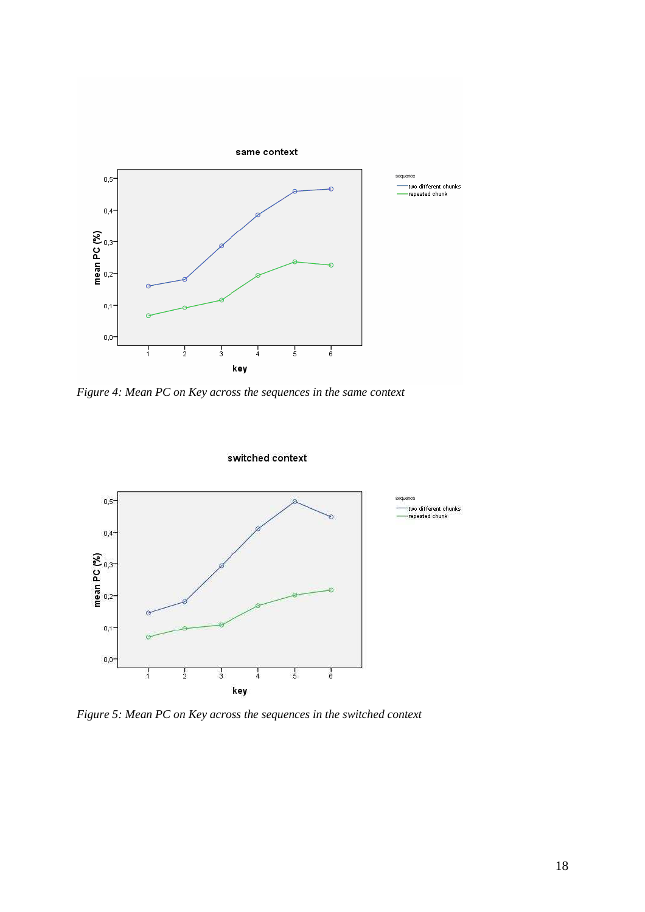*Figure 4: Mean PC on Key across the sequences in the same context*

*Figure 5: Mean PC on Key across the sequences in the switched context*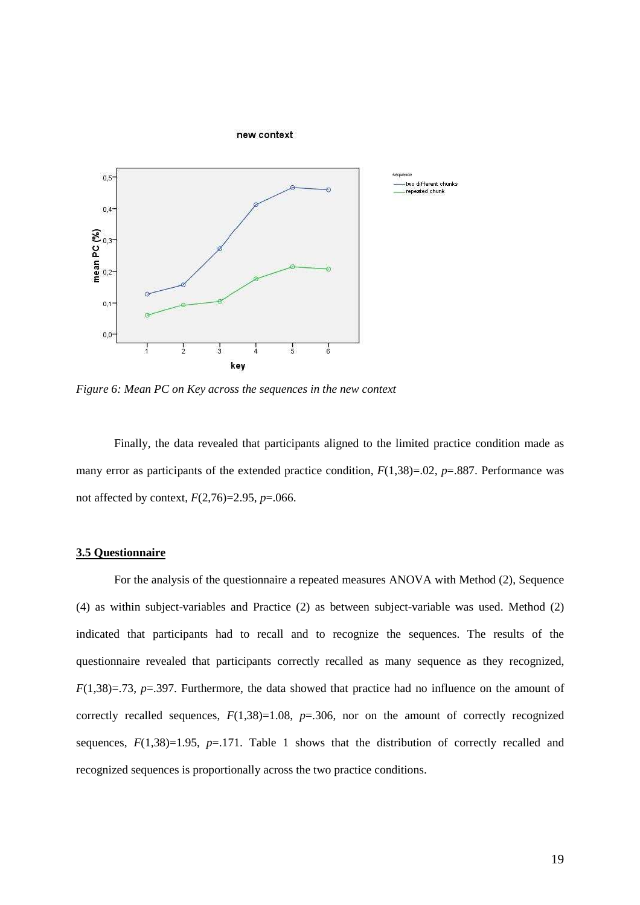*Figure 6: Mean PC on Key across the sequences in the new context*

Finally, the data revealed that participants aligned to the limited practice condition made as many error as participants of the extended practice condition, $F(1,38)=.02$, $p=.887$. Performance was not affected by context, $F(2,76)=2.95$, $p=.066$.

## 3.5 Questionnaire

For the analysis of the questionnaire a repeated measures ANOVA with Method (2), Sequence (4) as within subject-variables and Practice (2) as between subject-variable was used. Method (2) indicated that participants had to recall and to recognize the sequences. The results of the questionnaire revealed that participants correctly recalled as many sequence as they recognized, $F(1,38)=.73$, $p=.397$. Furthermore, the data showed that practice had no influence on the amount of correctly recalled sequences, $F(1,38)=1.08$, $p=.306$, nor on the amount of correctly recognized sequences, $F(1,38)=1.95$, $p=.171$. Table 1 shows that the distribution of correctly recalled and recognized sequences is proportionally across the two practice conditions.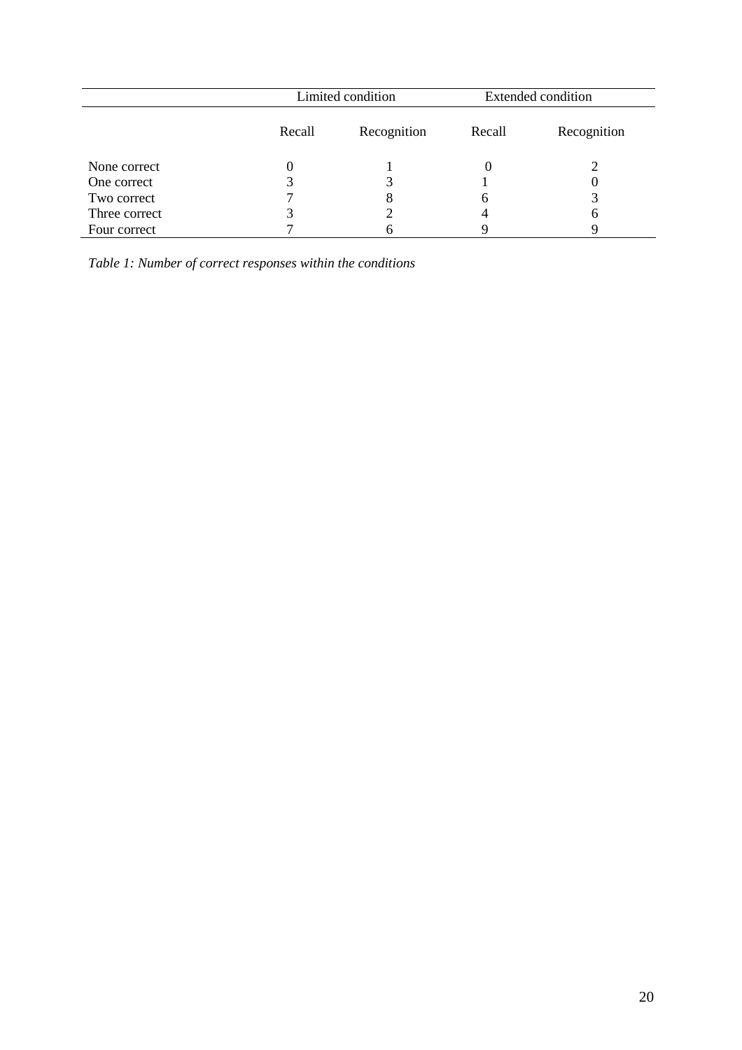| | Limited condition | | Extended condition | |
|---|---|---|---|---|
| | Recall | Recognition | Recall | Recognition |
| None correct | 0 | 1 | 0 | 2 |
| One correct | 3 | 3 | 1 | 0 |
| Two correct | 7 | 8 | 6 | 3 |
| Three correct | 3 | 2 | 4 | 6 |
| Four correct | 7 | 6 | 9 | 9 |

*Table 1: Number of correct responses within the conditions*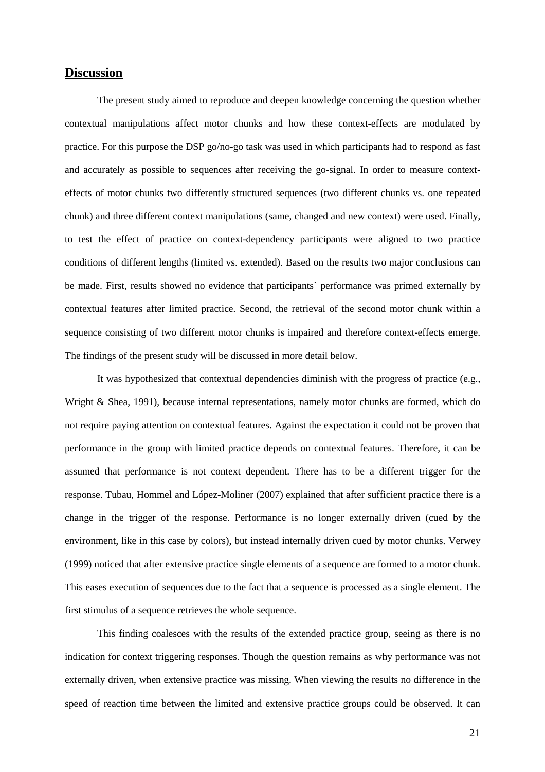## Discussion

The present study aimed to reproduce and deepen knowledge concerning the question whether contextual manipulations affect motor chunks and how these context-effects are modulated by practice. For this purpose the DSP go/no-go task was used in which participants had to respond as fast and accurately as possible to sequences after receiving the go-signal. In order to measure context-effects of motor chunks two differently structured sequences (two different chunks vs. one repeated chunk) and three different context manipulations (same, changed and new context) were used. Finally, to test the effect of practice on context-dependency participants were aligned to two practice conditions of different lengths (limited vs. extended). Based on the results two major conclusions can be made. First, results showed no evidence that participants` performance was primed externally by contextual features after limited practice. Second, the retrieval of the second motor chunk within a sequence consisting of two different motor chunks is impaired and therefore context-effects emerge. The findings of the present study will be discussed in more detail below.

It was hypothesized that contextual dependencies diminish with the progress of practice (e.g., Wright & Shea, 1991), because internal representations, namely motor chunks are formed, which do not require paying attention on contextual features. Against the expectation it could not be proven that performance in the group with limited practice depends on contextual features. Therefore, it can be assumed that performance is not context dependent. There has to be a different trigger for the response. Tubau, Hommel and López-Moliner (2007) explained that after sufficient practice there is a change in the trigger of the response. Performance is no longer externally driven (cued by the environment, like in this case by colors), but instead internally driven cued by motor chunks. Verwey (1999) noticed that after extensive practice single elements of a sequence are formed to a motor chunk. This eases execution of sequences due to the fact that a sequence is processed as a single element. The first stimulus of a sequence retrieves the whole sequence.

This finding coalesces with the results of the extended practice group, seeing as there is no indication for context triggering responses. Though the question remains as why performance was not externally driven, when extensive practice was missing. When viewing the results no difference in the speed of reaction time between the limited and extensive practice groups could be observed. It can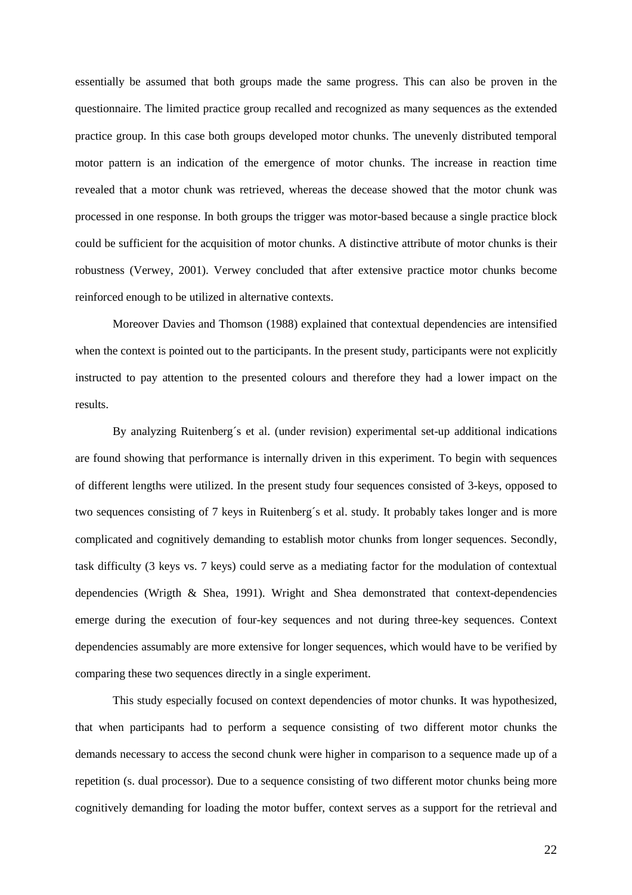essentially be assumed that both groups made the same progress. This can also be proven in the questionnaire. The limited practice group recalled and recognized as many sequences as the extended practice group. In this case both groups developed motor chunks. The unevenly distributed temporal motor pattern is an indication of the emergence of motor chunks. The increase in reaction time revealed that a motor chunk was retrieved, whereas the decease showed that the motor chunk was processed in one response. In both groups the trigger was motor-based because a single practice block could be sufficient for the acquisition of motor chunks. A distinctive attribute of motor chunks is their robustness (Verwey, 2001). Verwey concluded that after extensive practice motor chunks become reinforced enough to be utilized in alternative contexts.

Moreover Davies and Thomson (1988) explained that contextual dependencies are intensified when the context is pointed out to the participants. In the present study, participants were not explicitly instructed to pay attention to the presented colours and therefore they had a lower impact on the results.

By analyzing Ruitenberg´s et al. (under revision) experimental set-up additional indications are found showing that performance is internally driven in this experiment. To begin with sequences of different lengths were utilized. In the present study four sequences consisted of 3-keys, opposed to two sequences consisting of 7 keys in Ruitenberg´s et al. study. It probably takes longer and is more complicated and cognitively demanding to establish motor chunks from longer sequences. Secondly, task difficulty (3 keys vs. 7 keys) could serve as a mediating factor for the modulation of contextual dependencies (Wrigth & Shea, 1991). Wright and Shea demonstrated that context-dependencies emerge during the execution of four-key sequences and not during three-key sequences. Context dependencies assumably are more extensive for longer sequences, which would have to be verified by comparing these two sequences directly in a single experiment.

This study especially focused on context dependencies of motor chunks. It was hypothesized, that when participants had to perform a sequence consisting of two different motor chunks the demands necessary to access the second chunk were higher in comparison to a sequence made up of a repetition (s. dual processor). Due to a sequence consisting of two different motor chunks being more cognitively demanding for loading the motor buffer, context serves as a support for the retrieval and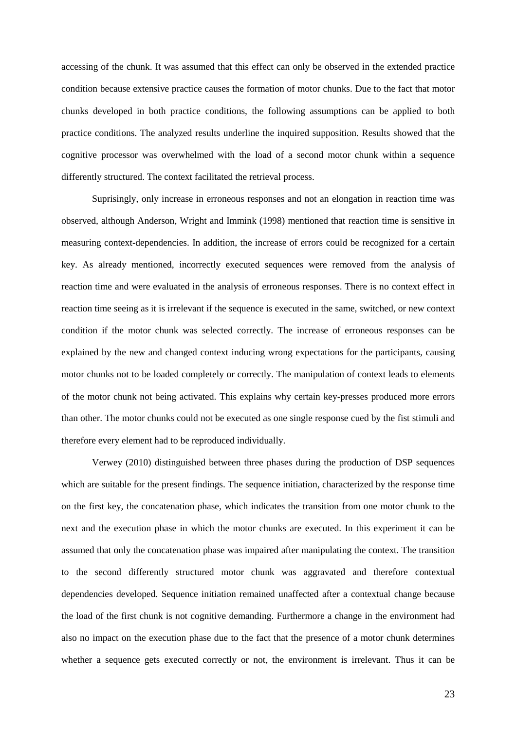accessing of the chunk. It was assumed that this effect can only be observed in the extended practice condition because extensive practice causes the formation of motor chunks. Due to the fact that motor chunks developed in both practice conditions, the following assumptions can be applied to both practice conditions. The analyzed results underline the inquired supposition. Results showed that the cognitive processor was overwhelmed with the load of a second motor chunk within a sequence differently structured. The context facilitated the retrieval process.

Suprisingly, only increase in erroneous responses and not an elongation in reaction time was observed, although Anderson, Wright and Immink (1998) mentioned that reaction time is sensitive in measuring context-dependencies. In addition, the increase of errors could be recognized for a certain key. As already mentioned, incorrectly executed sequences were removed from the analysis of reaction time and were evaluated in the analysis of erroneous responses. There is no context effect in reaction time seeing as it is irrelevant if the sequence is executed in the same, switched, or new context condition if the motor chunk was selected correctly. The increase of erroneous responses can be explained by the new and changed context inducing wrong expectations for the participants, causing motor chunks not to be loaded completely or correctly. The manipulation of context leads to elements of the motor chunk not being activated. This explains why certain key-presses produced more errors than other. The motor chunks could not be executed as one single response cued by the fist stimuli and therefore every element had to be reproduced individually.

Verwey (2010) distinguished between three phases during the production of DSP sequences which are suitable for the present findings. The sequence initiation, characterized by the response time on the first key, the concatenation phase, which indicates the transition from one motor chunk to the next and the execution phase in which the motor chunks are executed. In this experiment it can be assumed that only the concatenation phase was impaired after manipulating the context. The transition to the second differently structured motor chunk was aggravated and therefore contextual dependencies developed. Sequence initiation remained unaffected after a contextual change because the load of the first chunk is not cognitive demanding. Furthermore a change in the environment had also no impact on the execution phase due to the fact that the presence of a motor chunk determines whether a sequence gets executed correctly or not, the environment is irrelevant. Thus it can be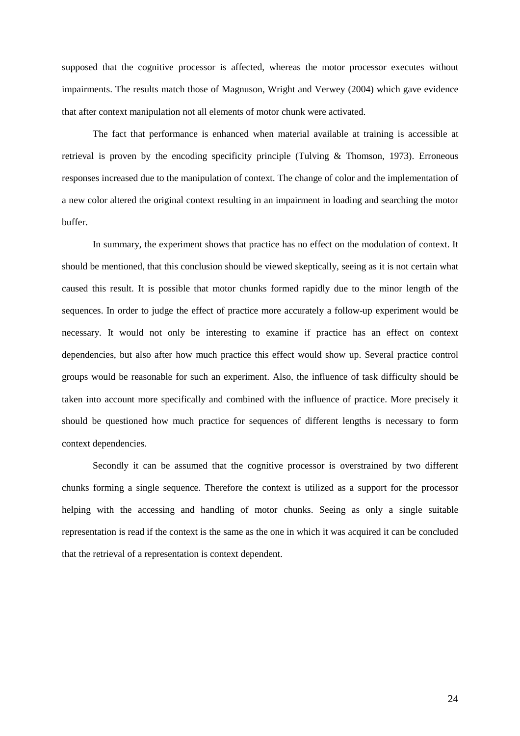supposed that the cognitive processor is affected, whereas the motor processor executes without impairments. The results match those of Magnuson, Wright and Verwey (2004) which gave evidence that after context manipulation not all elements of motor chunk were activated.

The fact that performance is enhanced when material available at training is accessible at retrieval is proven by the encoding specificity principle (Tulving & Thomson, 1973). Erroneous responses increased due to the manipulation of context. The change of color and the implementation of a new color altered the original context resulting in an impairment in loading and searching the motor buffer.

In summary, the experiment shows that practice has no effect on the modulation of context. It should be mentioned, that this conclusion should be viewed skeptically, seeing as it is not certain what caused this result. It is possible that motor chunks formed rapidly due to the minor length of the sequences. In order to judge the effect of practice more accurately a follow-up experiment would be necessary. It would not only be interesting to examine if practice has an effect on context dependencies, but also after how much practice this effect would show up. Several practice control groups would be reasonable for such an experiment. Also, the influence of task difficulty should be taken into account more specifically and combined with the influence of practice. More precisely it should be questioned how much practice for sequences of different lengths is necessary to form context dependencies.

Secondly it can be assumed that the cognitive processor is overstrained by two different chunks forming a single sequence. Therefore the context is utilized as a support for the processor helping with the accessing and handling of motor chunks. Seeing as only a single suitable representation is read if the context is the same as the one in which it was acquired it can be concluded that the retrieval of a representation is context dependent.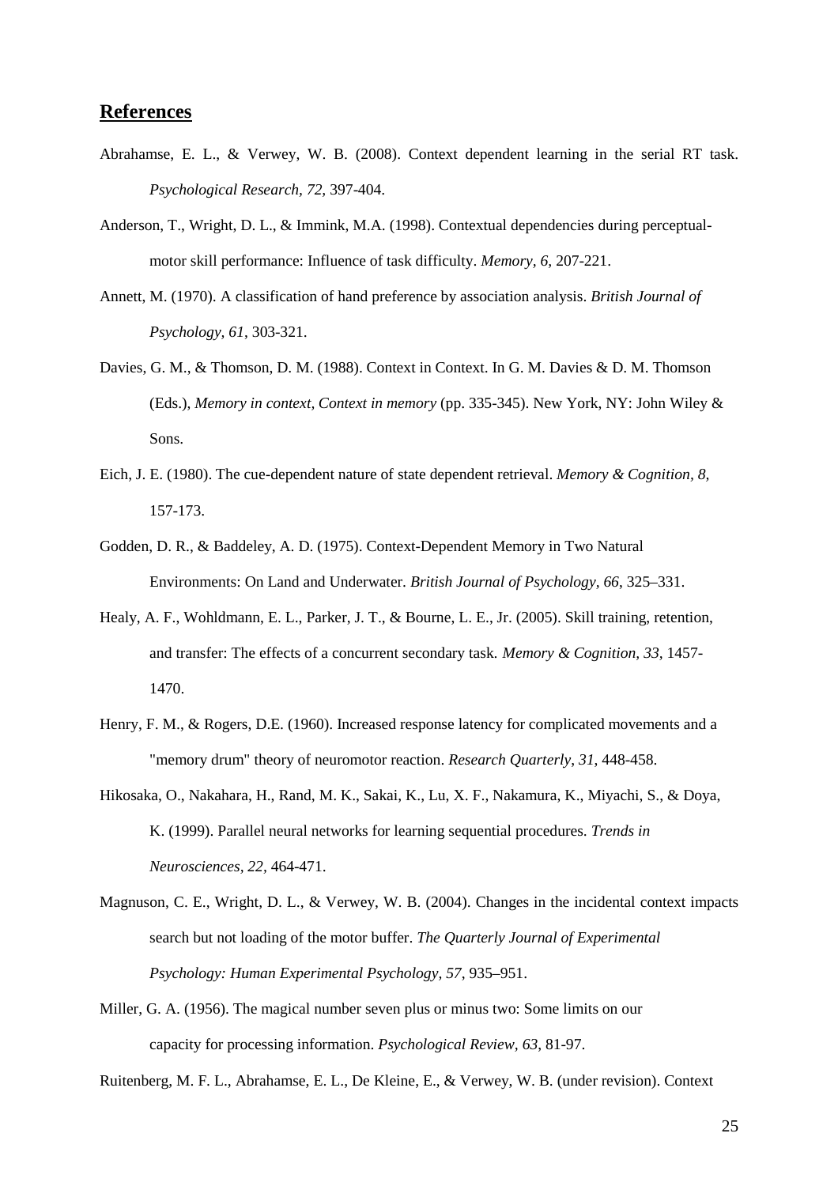## References

Abrahamse, E. L., & Verwey, W. B. (2008). Context dependent learning in the serial RT task. *Psychological Research, 72,* 397-404.

Anderson, T., Wright, D. L., & Immink, M.A. (1998). Contextual dependencies during perceptual-motor skill performance: Influence of task difficulty. *Memory, 6,* 207-221.

Annett, M. (1970). A classification of hand preference by association analysis. *British Journal of Psychology, 61*, 303-321.

Davies, G. M., & Thomson, D. M. (1988). Context in Context. In G. M. Davies & D. M. Thomson (Eds.), *Memory in context, Context in memory* (pp. 335-345). New York, NY: John Wiley & Sons.

Eich, J. E. (1980). The cue-dependent nature of state dependent retrieval. *Memory & Cognition, 8,* 157-173.

Godden, D. R., & Baddeley, A. D. (1975). Context-Dependent Memory in Two Natural Environments: On Land and Underwater. *British Journal of Psychology, 66*, 325–331.

Healy, A. F., Wohldmann, E. L., Parker, J. T., & Bourne, L. E., Jr. (2005). Skill training, retention, and transfer: The effects of a concurrent secondary task. *Memory & Cognition, 33,* 1457-1470.

Henry, F. M., & Rogers, D.E. (1960). Increased response latency for complicated movements and a "memory drum" theory of neuromotor reaction. *Research Quarterly*, *31*, 448-458.

Hikosaka, O., Nakahara, H., Rand, M. K., Sakai, K., Lu, X. F., Nakamura, K., Miyachi, S., & Doya, K. (1999). Parallel neural networks for learning sequential procedures. *Trends in Neurosciences, 22,* 464-471.

Magnuson, C. E., Wright, D. L., & Verwey, W. B. (2004). Changes in the incidental context impacts search but not loading of the motor buffer. *The Quarterly Journal of Experimental Psychology: Human Experimental Psychology, 57*, 935–951.

Miller, G. A. (1956). The magical number seven plus or minus two: Some limits on our capacity for processing information. *Psychological Review, 63*, 81-97.

Ruitenberg, M. F. L., Abrahamse, E. L., De Kleine, E., & Verwey, W. B. (under revision). Context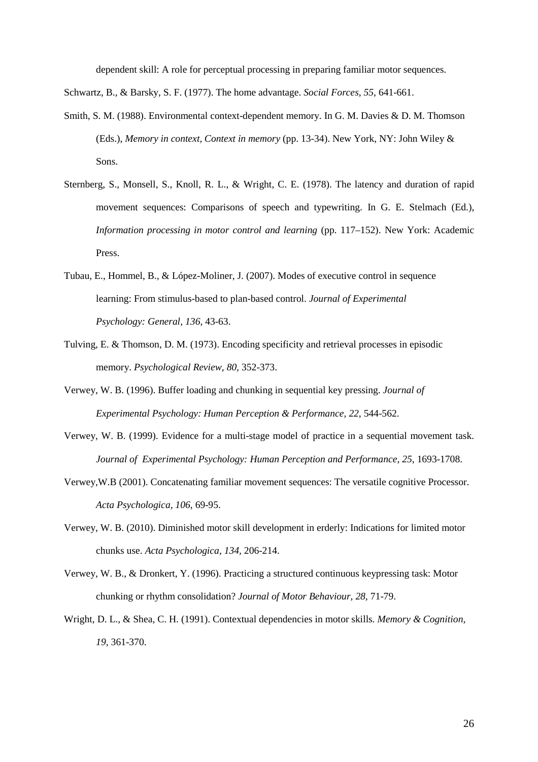dependent skill: A role for perceptual processing in preparing familiar motor sequences.

Schwartz, B., & Barsky, S. F. (1977). The home advantage. *Social Forces, 55*, 641-661.

Smith, S. M. (1988). Environmental context-dependent memory. In G. M. Davies & D. M. Thomson (Eds.), *Memory in context, Context in memory* (pp. 13-34). New York, NY: John Wiley & Sons.

Sternberg, S., Monsell, S., Knoll, R. L., & Wright, C. E. (1978). The latency and duration of rapid movement sequences: Comparisons of speech and typewriting. In G. E. Stelmach (Ed.), *Information processing in motor control and learning* (pp. 117–152). New York: Academic Press.

Tubau, E., Hommel, B., & López-Moliner, J. (2007). Modes of executive control in sequence learning: From stimulus-based to plan-based control. *Journal of Experimental Psychology: General, 136*, 43-63.

Tulving, E. & Thomson, D. M. (1973). Encoding specificity and retrieval processes in episodic memory. *Psychological Review, 80,* 352-373.

Verwey, W. B. (1996). Buffer loading and chunking in sequential key pressing. *Journal of Experimental Psychology: Human Perception & Performance, 22,* 544-562.

Verwey, W. B. (1999). Evidence for a multi-stage model of practice in a sequential movement task. *Journal of Experimental Psychology: Human Perception and Performance, 25*, 1693-1708.

Verwey,W.B (2001). Concatenating familiar movement sequences: The versatile cognitive Processor. *Acta Psychologica, 106*, 69-95.

Verwey, W. B. (2010). Diminished motor skill development in erderly: Indications for limited motor chunks use. *Acta Psychologica, 134,* 206-214.

Verwey, W. B., & Dronkert, Y. (1996). Practicing a structured continuous keypressing task: Motor chunking or rhythm consolidation? *Journal of Motor Behaviour, 28*, 71-79.

Wright, D. L., & Shea, C. H. (1991). Contextual dependencies in motor skills*. Memory & Cognition, 19*, 361-370.